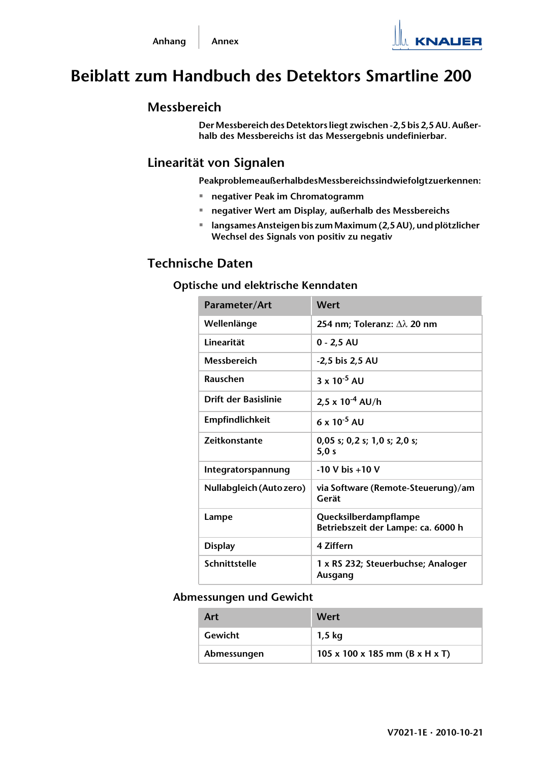# Beiblatt zum Handbuch des Detektors Smartline 200

## Messbereich

Der Messbereich des Detektors liegt zwischen -2,5 bis 2,5 AU. Außerhalb des Messbereichs ist das Messergebnis undefinierbar.

## Linearität von Signalen

PeakproblemeaußerhalbdesMessbereichssindwiefolgtzuerkennen:

- negativer Peak im Chromatogramm
- negativer Wert am Display, außerhalb des Messbereichs
- langsames Ansteigen bis zum Maximum (2,5 AU), und plötzlicher Wechsel des Signals von positiv zu negativ

## Technische Daten

### Optische und elektrische Kenndaten

| Parameter/Art | Wert |
|---|---|
| Wellenlänge | 254 nm; Toleranz: $\Delta\lambda$ 20 nm |
| Linearität | 0 - 2,5 AU |
| Messbereich | -2,5 bis 2,5 AU |
| Rauschen | 3 x $10^{-5}$ AU |
| Drift der Basislinie | 2,5 x $10^{-4}$ AU/h |
| Empfindlichkeit | 6 x $10^{-5}$ AU |
| Zeitkonstante | 0,05 s; 0,2 s; 1,0 s; 2,0 s; 5,0 s |
| Integratorspannung | -10 V bis +10 V |
| Nullabgleich (Auto zero) | via Software (Remote-Steuerung)/am Gerät |
| Lampe | Quecksilberdampflampe<br>Betriebszeit der Lampe: ca. 6000 h |
| Display | 4 Ziffern |
| Schnittstelle | 1 x RS 232; Steuerbuchse; Analoger Ausgang |

### Abmessungen und Gewicht

| Art | Wert |
|---|---|
| Gewicht | 1,5 kg |
| Abmessungen | 105 x 100 x 185 mm (B x H x T) |

V7021-1E · 2010-10-21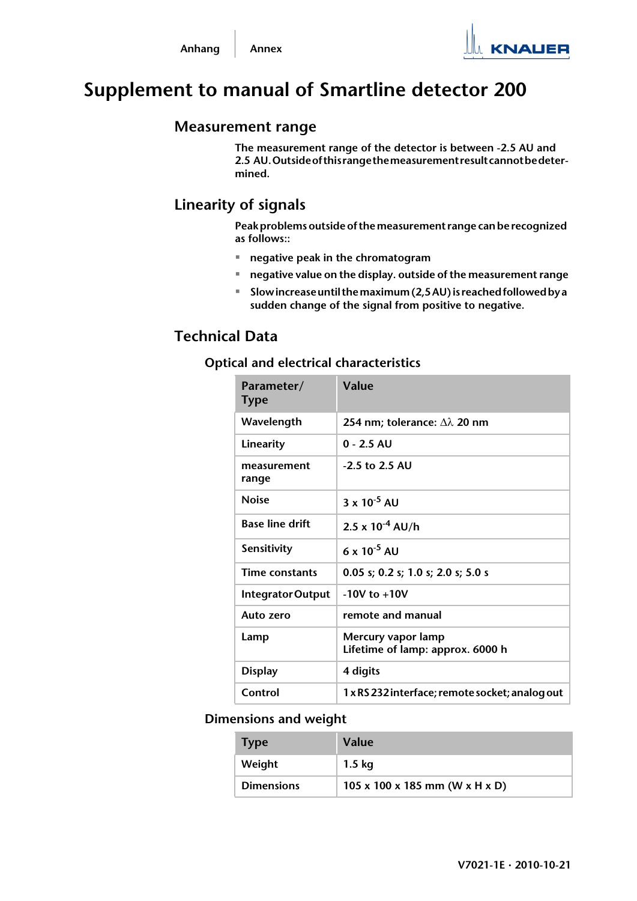# Supplement to manual of Smartline detector 200

## Measurement range

The measurement range of the detector is between -2.5 AU and 2.5 AU. Outside of this range the measurement result cannot be determined.

## Linearity of signals

Peak problems outside of the measurement range can be recognized as follows::

- negative peak in the chromatogram
- negative value on the display. outside of the measurement range
- Slow increase until the maximum (2,5 AU) is reached followed by a sudden change of the signal from positive to negative.

## Technical Data

### Optical and electrical characteristics

| Parameter/ Type | Value |
|---|---|
| Wavelength | 254 nm; tolerance: $\Delta\lambda$ 20 nm |
| Linearity | 0 - 2.5 AU |
| measurement range | -2.5 to 2.5 AU |
| Noise | $3 \times 10^{-5}$ AU |
| Base line drift | $2.5 \times 10^{-4}$ AU/h |
| Sensitivity | $6 \times 10^{-5}$ AU |
| Time constants | 0.05 s; 0.2 s; 1.0 s; 2.0 s; 5.0 s |
| Integrator Output | -10V to +10V |
| Auto zero | remote and manual |
| Lamp | Mercury vapor lamp<br>Lifetime of lamp: approx. 6000 h |
| Display | 4 digits |
| Control | 1 x RS 232 interface; remote socket; analog out |

### Dimensions and weight

| Type | Value |
|---|---|
| Weight | 1.5 kg |
| Dimensions | 105 x 100 x 185 mm (W x H x D) |